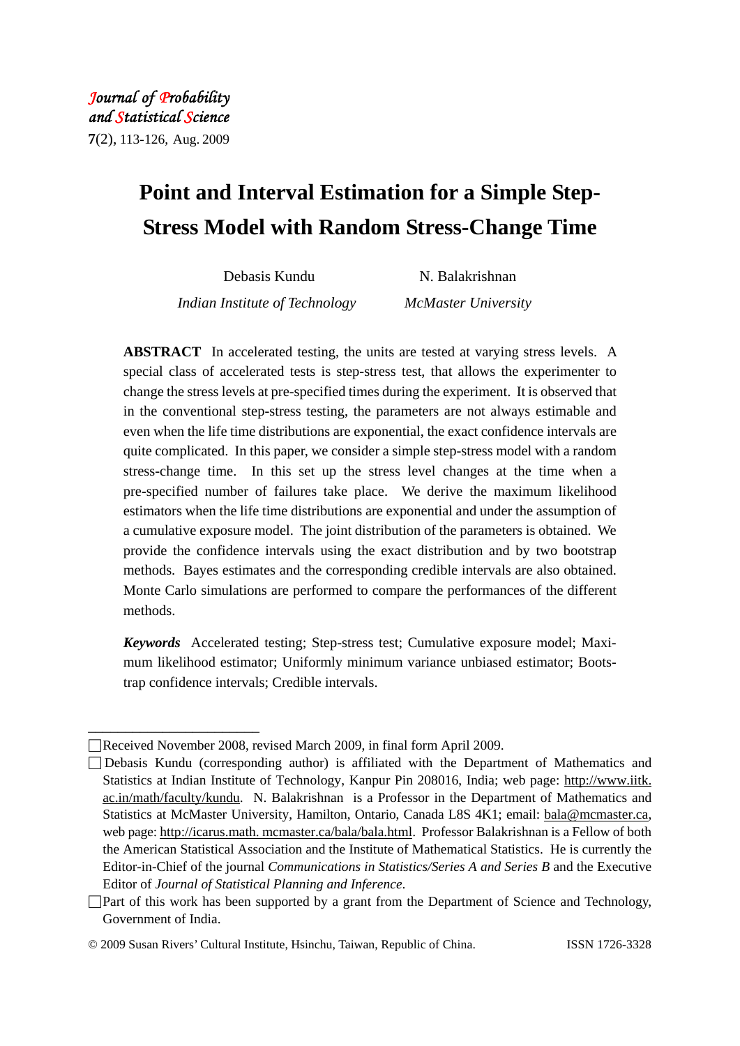*Journal of Probability and Statistical Science*
**7**(2), 113-126, Aug. 2009

# Point and Interval Estimation for a Simple Step-Stress Model with Random Stress-Change Time

Debasis Kundu — *Indian Institute of Technology*

N. Balakrishnan — *McMaster University*

**ABSTRACT** In accelerated testing, the units are tested at varying stress levels. A special class of accelerated tests is step-stress test, that allows the experimenter to change the stress levels at pre-specified times during the experiment. It is observed that in the conventional step-stress testing, the parameters are not always estimable and even when the life time distributions are exponential, the exact confidence intervals are quite complicated. In this paper, we consider a simple step-stress model with a random stress-change time. In this set up the stress level changes at the time when a pre-specified number of failures take place. We derive the maximum likelihood estimators when the life time distributions are exponential and under the assumption of a cumulative exposure model. The joint distribution of the parameters is obtained. We provide the confidence intervals using the exact distribution and by two bootstrap methods. Bayes estimates and the corresponding credible intervals are also obtained. Monte Carlo simulations are performed to compare the performances of the different methods.

***Keywords*** Accelerated testing; Step-stress test; Cumulative exposure model; Maximum likelihood estimator; Uniformly minimum variance unbiased estimator; Bootstrap confidence intervals; Credible intervals.

---

Received November 2008, revised March 2009, in final form April 2009.

Debasis Kundu (corresponding author) is affiliated with the Department of Mathematics and Statistics at Indian Institute of Technology, Kanpur Pin 208016, India; web page: http://www.iitk.ac.in/math/faculty/kundu. N. Balakrishnan is a Professor in the Department of Mathematics and Statistics at McMaster University, Hamilton, Ontario, Canada L8S 4K1; email: bala@mcmaster.ca, web page: http://icarus.math. mcmaster.ca/bala/bala.html. Professor Balakrishnan is a Fellow of both the American Statistical Association and the Institute of Mathematical Statistics. He is currently the Editor-in-Chief of the journal *Communications in Statistics/Series A and Series B* and the Executive Editor of *Journal of Statistical Planning and Inference*.

Part of this work has been supported by a grant from the Department of Science and Technology, Government of India.

© 2009 Susan Rivers' Cultural Institute, Hsinchu, Taiwan, Republic of China. ISSN 1726-3328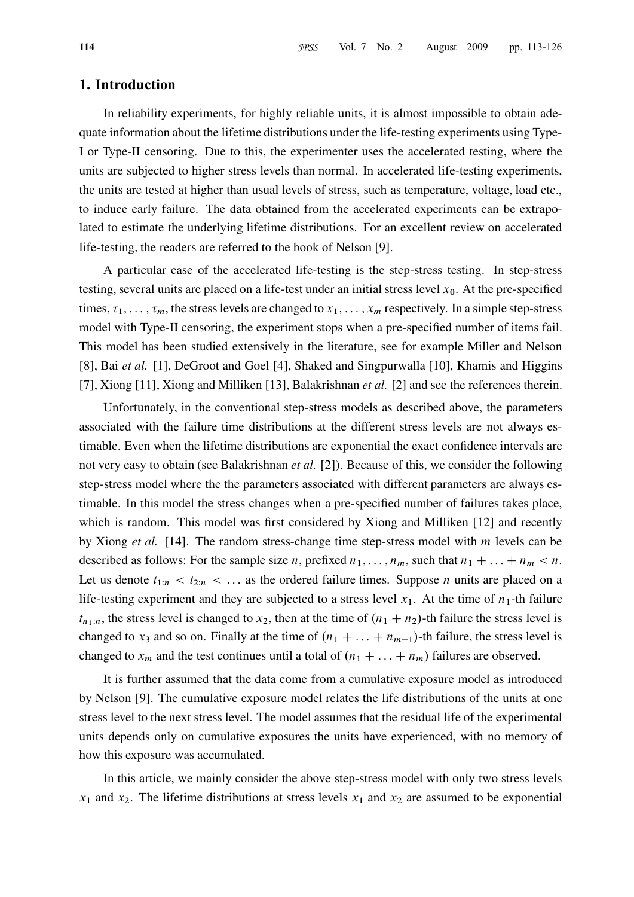## 1. Introduction

In reliability experiments, for highly reliable units, it is almost impossible to obtain adequate information about the lifetime distributions under the life-testing experiments using Type-I or Type-II censoring. Due to this, the experimenter uses the accelerated testing, where the units are subjected to higher stress levels than normal. In accelerated life-testing experiments, the units are tested at higher than usual levels of stress, such as temperature, voltage, load etc., to induce early failure. The data obtained from the accelerated experiments can be extrapolated to estimate the underlying lifetime distributions. For an excellent review on accelerated life-testing, the readers are referred to the book of Nelson [9].

A particular case of the accelerated life-testing is the step-stress testing. In step-stress testing, several units are placed on a life-test under an initial stress level $x_0$. At the pre-specified times, $\tau_1, \ldots, \tau_m$, the stress levels are changed to $x_1, \ldots, x_m$ respectively. In a simple step-stress model with Type-II censoring, the experiment stops when a pre-specified number of items fail. This model has been studied extensively in the literature, see for example Miller and Nelson [8], Bai *et al.* [1], DeGroot and Goel [4], Shaked and Singpurwalla [10], Khamis and Higgins [7], Xiong [11], Xiong and Milliken [13], Balakrishnan *et al.* [2] and see the references therein.

Unfortunately, in the conventional step-stress models as described above, the parameters associated with the failure time distributions at the different stress levels are not always estimable. Even when the lifetime distributions are exponential the exact confidence intervals are not very easy to obtain (see Balakrishnan *et al.* [2]). Because of this, we consider the following step-stress model where the the parameters associated with different parameters are always estimable. In this model the stress changes when a pre-specified number of failures takes place, which is random. This model was first considered by Xiong and Milliken [12] and recently by Xiong *et al.* [14]. The random stress-change time step-stress model with $m$ levels can be described as follows: For the sample size $n$, prefixed $n_1, \ldots, n_m$, such that $n_1 + \ldots + n_m < n$. Let us denote $t_{1:n} < t_{2:n} < \ldots$ as the ordered failure times. Suppose $n$ units are placed on a life-testing experiment and they are subjected to a stress level $x_1$. At the time of $n_1$-th failure $t_{n_1:n}$, the stress level is changed to $x_2$, then at the time of $(n_1 + n_2)$-th failure the stress level is changed to $x_3$ and so on. Finally at the time of $(n_1 + \ldots + n_{m-1})$-th failure, the stress level is changed to $x_m$ and the test continues until a total of $(n_1 + \ldots + n_m)$ failures are observed.

It is further assumed that the data come from a cumulative exposure model as introduced by Nelson [9]. The cumulative exposure model relates the life distributions of the units at one stress level to the next stress level. The model assumes that the residual life of the experimental units depends only on cumulative exposures the units have experienced, with no memory of how this exposure was accumulated.

In this article, we mainly consider the above step-stress model with only two stress levels $x_1$ and $x_2$. The lifetime distributions at stress levels $x_1$ and $x_2$ are assumed to be exponential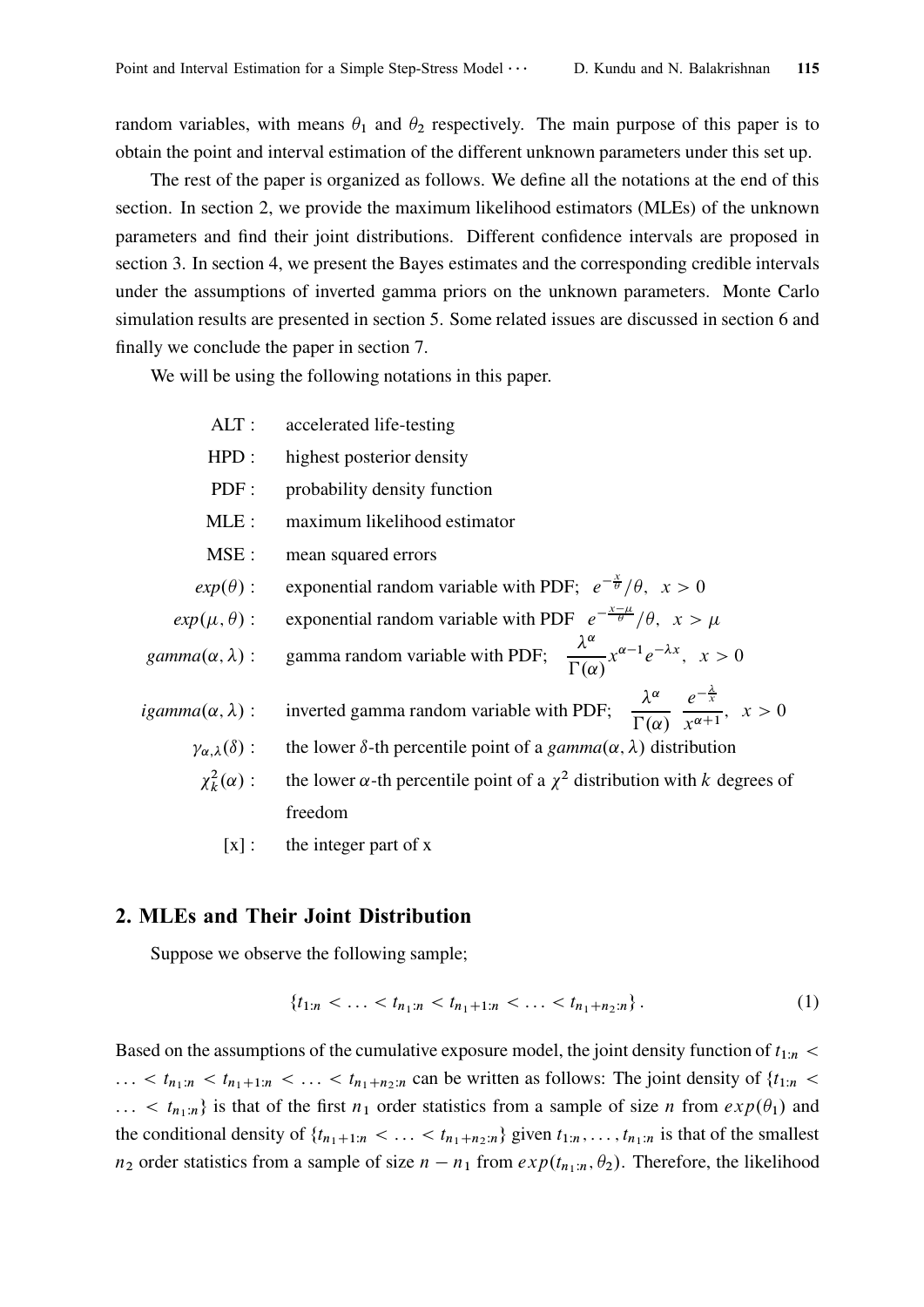random variables, with means $\theta_1$ and $\theta_2$ respectively. The main purpose of this paper is to obtain the point and interval estimation of the different unknown parameters under this set up.

The rest of the paper is organized as follows. We define all the notations at the end of this section. In section 2, we provide the maximum likelihood estimators (MLEs) of the unknown parameters and find their joint distributions. Different confidence intervals are proposed in section 3. In section 4, we present the Bayes estimates and the corresponding credible intervals under the assumptions of inverted gamma priors on the unknown parameters. Monte Carlo simulation results are presented in section 5. Some related issues are discussed in section 6 and finally we conclude the paper in section 7.

We will be using the following notations in this paper.

| | |
|---|---|
| ALT : | accelerated life-testing |
| HPD : | highest posterior density |
| PDF : | probability density function |
| MLE : | maximum likelihood estimator |
| MSE : | mean squared errors |
| $exp(\theta)$ : | exponential random variable with PDF; $e^{-\frac{x}{\theta}}/\theta, \;\; x > 0$ |
| $exp(\mu, \theta)$ : | exponential random variable with PDF $e^{-\frac{x-\mu}{\theta}}/\theta, \;\; x > \mu$ |
| $gamma(\alpha, \lambda)$ : | gamma random variable with PDF; $\dfrac{\lambda^\alpha}{\Gamma(\alpha)} x^{\alpha-1} e^{-\lambda x}, \;\; x > 0$ |
| $igamma(\alpha, \lambda)$ : | inverted gamma random variable with PDF; $\dfrac{\lambda^\alpha}{\Gamma(\alpha)} \dfrac{e^{-\frac{\lambda}{x}}}{x^{\alpha+1}}, \;\; x > 0$ |
| $\gamma_{\alpha,\lambda}(\delta)$ : | the lower $\delta$-th percentile point of a $gamma(\alpha, \lambda)$ distribution |
| $\chi^2_k(\alpha)$ : | the lower $\alpha$-th percentile point of a $\chi^2$ distribution with $k$ degrees of freedom |
| [x] : | the integer part of x |

## 2. MLEs and Their Joint Distribution

Suppose we observe the following sample;

$$\{t_{1:n} < \ldots < t_{n_1:n} < t_{n_1+1:n} < \ldots < t_{n_1+n_2:n}\}. \tag{1}$$

Based on the assumptions of the cumulative exposure model, the joint density function of $t_{1:n} < \ldots < t_{n_1:n} < t_{n_1+1:n} < \ldots < t_{n_1+n_2:n}$ can be written as follows: The joint density of $\{t_{1:n} < \ldots < t_{n_1:n}\}$ is that of the first $n_1$ order statistics from a sample of size $n$ from $exp(\theta_1)$ and the conditional density of $\{t_{n_1+1:n} < \ldots < t_{n_1+n_2:n}\}$ given $t_{1:n}, \ldots, t_{n_1:n}$ is that of the smallest $n_2$ order statistics from a sample of size $n - n_1$ from $exp(t_{n_1:n}, \theta_2)$. Therefore, the likelihood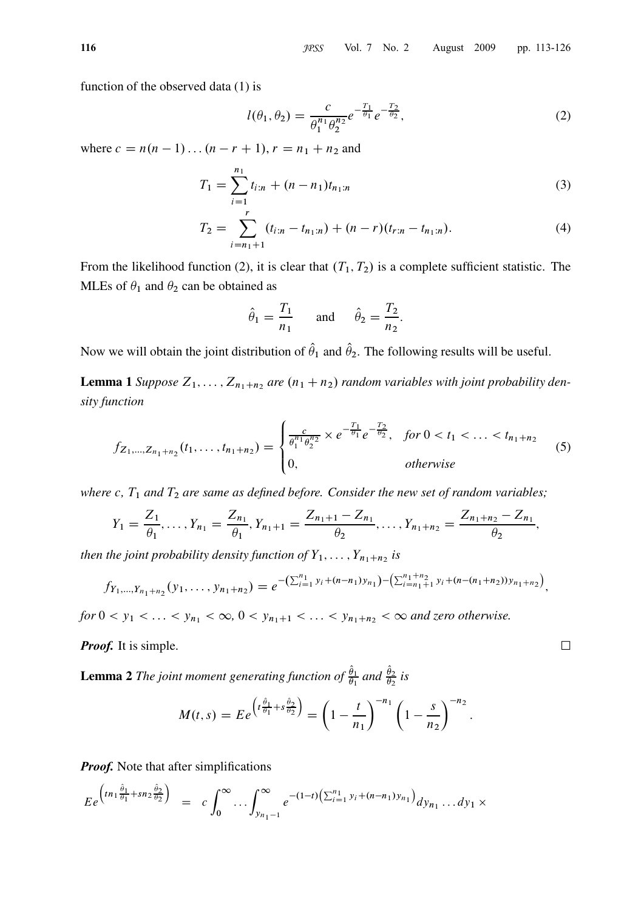function of the observed data (1) is

$$l(\theta_1, \theta_2) = \frac{c}{\theta_1^{n_1}\theta_2^{n_2}} e^{-\frac{T_1}{\theta_1}} e^{-\frac{T_2}{\theta_2}}, \tag{2}$$

where $c = n(n-1)\dots(n-r+1)$, $r = n_1 + n_2$ and

$$T_1 = \sum_{i=1}^{n_1} t_{i:n} + (n - n_1)t_{n_1:n} \tag{3}$$

$$T_2 = \sum_{i=n_1+1}^{r} (t_{i:n} - t_{n_1:n}) + (n-r)(t_{r:n} - t_{n_1:n}). \tag{4}$$

From the likelihood function (2), it is clear that $(T_1, T_2)$ is a complete sufficient statistic. The MLEs of $\theta_1$ and $\theta_2$ can be obtained as

$$\hat{\theta}_1 = \frac{T_1}{n_1} \quad \text{and} \quad \hat{\theta}_2 = \frac{T_2}{n_2}.$$

Now we will obtain the joint distribution of $\hat{\theta}_1$ and $\hat{\theta}_2$. The following results will be useful.

**Lemma 1** *Suppose $Z_1, \dots, Z_{n_1+n_2}$ are $(n_1 + n_2)$ random variables with joint probability density function*

$$f_{Z_1,\dots,Z_{n_1+n_2}}(t_1, \dots, t_{n_1+n_2}) = \begin{cases} \frac{c}{\theta_1^{n_1}\theta_2^{n_2}} \times e^{-\frac{T_1}{\theta_1}} e^{-\frac{T_2}{\theta_2}}, & \text{for } 0 < t_1 < \dots < t_{n_1+n_2} \\ 0, & \text{otherwise} \end{cases} \tag{5}$$

*where $c$, $T_1$ and $T_2$ are same as defined before. Consider the new set of random variables;*

$$Y_1 = \frac{Z_1}{\theta_1}, \dots, Y_{n_1} = \frac{Z_{n_1}}{\theta_1}, Y_{n_1+1} = \frac{Z_{n_1+1} - Z_{n_1}}{\theta_2}, \dots, Y_{n_1+n_2} = \frac{Z_{n_1+n_2} - Z_{n_1}}{\theta_2},$$

*then the joint probability density function of $Y_1, \dots, Y_{n_1+n_2}$ is*

$$f_{Y_1,\dots,Y_{n_1+n_2}}(y_1, \dots, y_{n_1+n_2}) = e^{-\left(\sum_{i=1}^{n_1} y_i + (n-n_1)y_{n_1}\right) - \left(\sum_{i=n_1+1}^{n_1+n_2} y_i + (n-(n_1+n_2))y_{n_1+n_2}\right)},$$

*for $0 < y_1 < \dots < y_{n_1} < \infty$, $0 < y_{n_1+1} < \dots < y_{n_1+n_2} < \infty$ and zero otherwise.*

***Proof.*** It is simple. $\square$

**Lemma 2** *The joint moment generating function of $\frac{\hat{\theta}_1}{\theta_1}$ and $\frac{\hat{\theta}_2}{\theta_2}$ is*

$$M(t, s) = Ee^{\left(t\frac{\hat{\theta}_1}{\theta_1} + s\frac{\hat{\theta}_2}{\theta_2}\right)} = \left(1 - \frac{t}{n_1}\right)^{-n_1} \left(1 - \frac{s}{n_2}\right)^{-n_2}.$$

***Proof.*** Note that after simplifications

$$Ee^{\left(tn_1\frac{\hat{\theta}_1}{\theta_1} + sn_2\frac{\hat{\theta}_2}{\theta_2}\right)} = c\int_0^\infty \dots \int_{y_{n_1-1}}^\infty e^{-(1-t)\left(\sum_{i=1}^{n_1} y_i + (n-n_1)y_{n_1}\right)} dy_{n_1} \dots dy_1 \times$$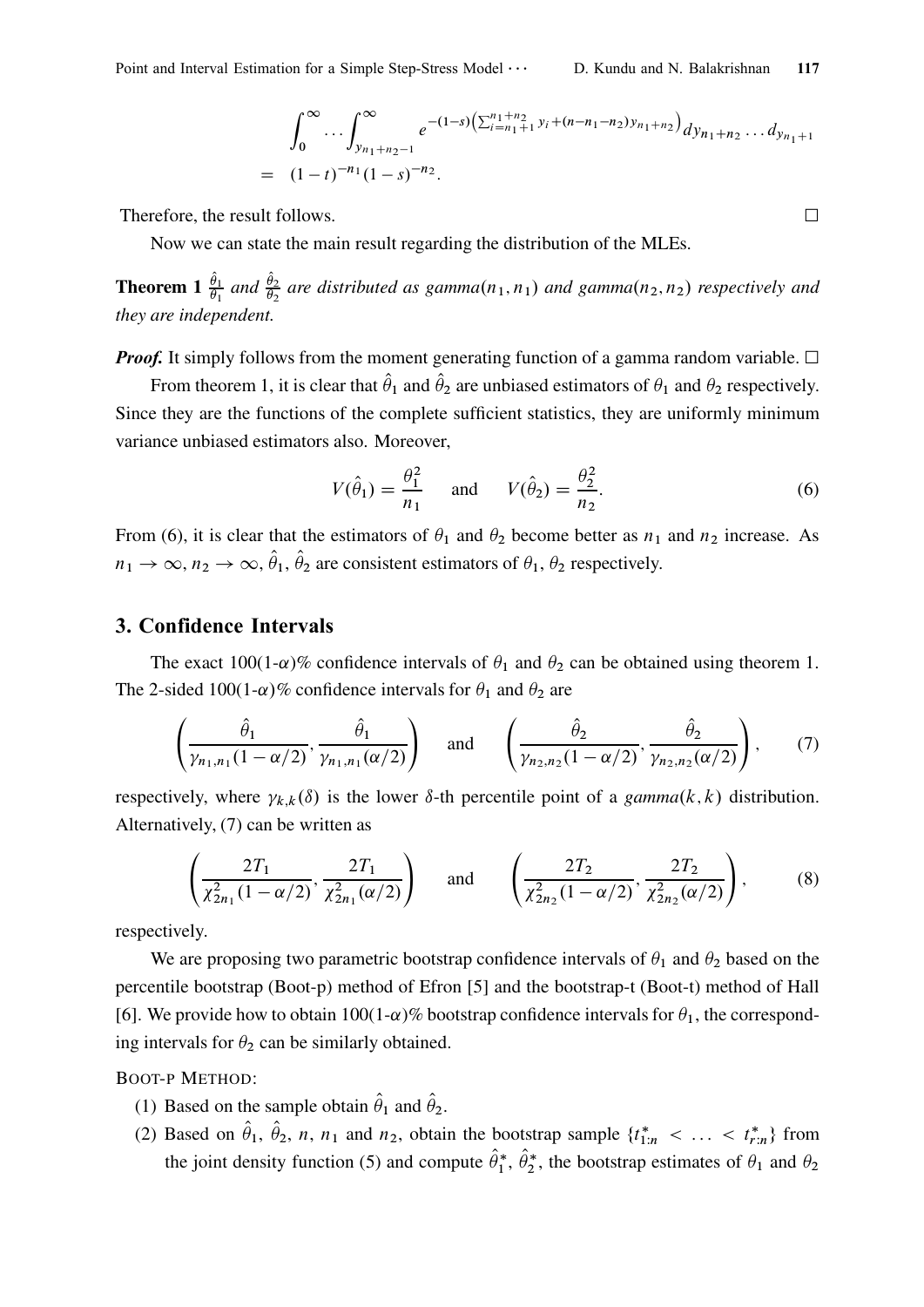$$
\begin{aligned}
&\int_0^\infty \cdots \int_{y_{n_1+n_2-1}}^\infty e^{-(1-s)\left(\sum_{i=n_1+1}^{n_1+n_2} y_i + (n-n_1-n_2)y_{n_1+n_2}\right)} dy_{n_1+n_2} \ldots d_{y_{n_1+1}} \\
= \;& (1-t)^{-n_1}(1-s)^{-n_2}.
\end{aligned}
$$

Therefore, the result follows. $\square$

Now we can state the main result regarding the distribution of the MLEs.

**Theorem 1** *$\frac{\hat{\theta}_1}{\theta_1}$ and $\frac{\hat{\theta}_2}{\theta_2}$ are distributed as gamma$(n_1, n_1)$ and gamma$(n_2, n_2)$ respectively and they are independent.*

***Proof.*** It simply follows from the moment generating function of a gamma random variable. $\square$

From theorem 1, it is clear that $\hat{\theta}_1$ and $\hat{\theta}_2$ are unbiased estimators of $\theta_1$ and $\theta_2$ respectively. Since they are the functions of the complete sufficient statistics, they are uniformly minimum variance unbiased estimators also. Moreover,

$$
V(\hat{\theta}_1) = \frac{\theta_1^2}{n_1} \quad \text{and} \quad V(\hat{\theta}_2) = \frac{\theta_2^2}{n_2}. \tag{6}
$$

From (6), it is clear that the estimators of $\theta_1$ and $\theta_2$ become better as $n_1$ and $n_2$ increase. As $n_1 \to \infty$, $n_2 \to \infty$, $\hat{\theta}_1$, $\hat{\theta}_2$ are consistent estimators of $\theta_1$, $\theta_2$ respectively.

## 3. Confidence Intervals

The exact 100(1-$\alpha$)% confidence intervals of $\theta_1$ and $\theta_2$ can be obtained using theorem 1. The 2-sided 100(1-$\alpha$)% confidence intervals for $\theta_1$ and $\theta_2$ are

$$
\left( \frac{\hat{\theta}_1}{\gamma_{n_1,n_1}(1-\alpha/2)}, \frac{\hat{\theta}_1}{\gamma_{n_1,n_1}(\alpha/2)} \right) \quad \text{and} \quad \left( \frac{\hat{\theta}_2}{\gamma_{n_2,n_2}(1-\alpha/2)}, \frac{\hat{\theta}_2}{\gamma_{n_2,n_2}(\alpha/2)} \right), \tag{7}
$$

respectively, where $\gamma_{k,k}(\delta)$ is the lower $\delta$-th percentile point of a *gamma*$(k,k)$ distribution. Alternatively, (7) can be written as

$$
\left( \frac{2T_1}{\chi^2_{2n_1}(1-\alpha/2)}, \frac{2T_1}{\chi^2_{2n_1}(\alpha/2)} \right) \quad \text{and} \quad \left( \frac{2T_2}{\chi^2_{2n_2}(1-\alpha/2)}, \frac{2T_2}{\chi^2_{2n_2}(\alpha/2)} \right), \tag{8}
$$

respectively.

We are proposing two parametric bootstrap confidence intervals of $\theta_1$ and $\theta_2$ based on the percentile bootstrap (Boot-p) method of Efron [5] and the bootstrap-t (Boot-t) method of Hall [6]. We provide how to obtain 100(1-$\alpha$)% bootstrap confidence intervals for $\theta_1$, the corresponding intervals for $\theta_2$ can be similarly obtained.

BOOT-P METHOD:

(1) Based on the sample obtain $\hat{\theta}_1$ and $\hat{\theta}_2$.

(2) Based on $\hat{\theta}_1$, $\hat{\theta}_2$, $n$, $n_1$ and $n_2$, obtain the bootstrap sample $\{t^*_{1:n} < \ldots < t^*_{r:n}\}$ from the joint density function (5) and compute $\hat{\theta}^*_1$, $\hat{\theta}^*_2$, the bootstrap estimates of $\theta_1$ and $\theta_2$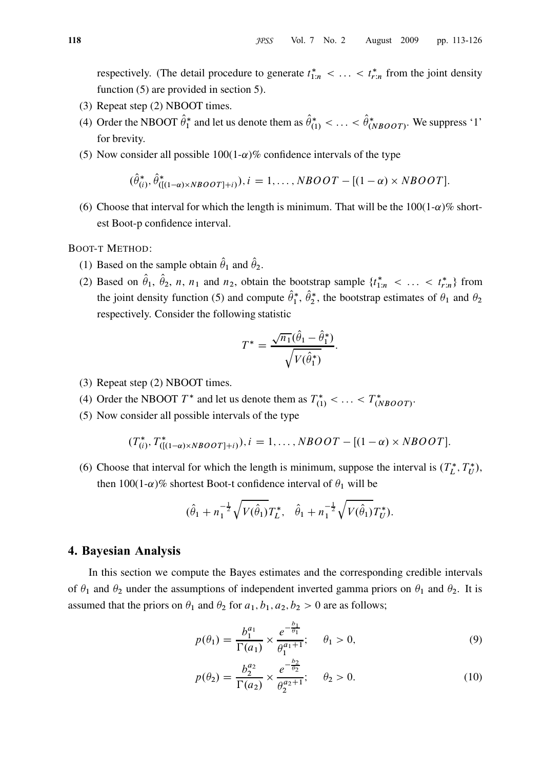respectively. (The detail procedure to generate $t^*_{1:n} < \ldots < t^*_{r:n}$ from the joint density function (5) are provided in section 5).

(3) Repeat step (2) NBOOT times.

(4) Order the NBOOT $\hat{\theta}^*_1$ and let us denote them as $\hat{\theta}^*_{(1)} < \ldots < \hat{\theta}^*_{(NBOOT)}$. We suppress '1' for brevity.

(5) Now consider all possible 100(1-$\alpha$)% confidence intervals of the type

$$(\hat{\theta}^*_{(i)}, \hat{\theta}^*_{([(1-\alpha)\times NBOOT]+i)}), i = 1, \ldots, NBOOT - [(1-\alpha) \times NBOOT].$$

(6) Choose that interval for which the length is minimum. That will be the 100(1-$\alpha$)% shortest Boot-p confidence interval.

BOOT-T METHOD:

(1) Based on the sample obtain $\hat{\theta}_1$ and $\hat{\theta}_2$.

(2) Based on $\hat{\theta}_1$, $\hat{\theta}_2$, $n$, $n_1$ and $n_2$, obtain the bootstrap sample $\{t^*_{1:n} < \ldots < t^*_{r:n}\}$ from the joint density function (5) and compute $\hat{\theta}^*_1$, $\hat{\theta}^*_2$, the bootstrap estimates of $\theta_1$ and $\theta_2$ respectively. Consider the following statistic

$$T^* = \frac{\sqrt{n_1}(\hat{\theta}_1 - \hat{\theta}^*_1)}{\sqrt{V(\hat{\theta}^*_1)}}.$$

(3) Repeat step (2) NBOOT times.

(4) Order the NBOOT $T^*$ and let us denote them as $T^*_{(1)} < \ldots < T^*_{(NBOOT)}$.

(5) Now consider all possible intervals of the type

$$(T^*_{(i)}, T^*_{([(1-\alpha)\times NBOOT]+i)}), i = 1, \ldots, NBOOT - [(1-\alpha) \times NBOOT].$$

(6) Choose that interval for which the length is minimum, suppose the interval is $(T^*_L, T^*_U)$, then 100(1-$\alpha$)% shortest Boot-t confidence interval of $\theta_1$ will be

$$(\hat{\theta}_1 + n_1^{-\frac{1}{2}}\sqrt{V(\hat{\theta}_1)}T^*_L, \quad \hat{\theta}_1 + n_1^{-\frac{1}{2}}\sqrt{V(\hat{\theta}_1)}T^*_U).$$

## 4. Bayesian Analysis

In this section we compute the Bayes estimates and the corresponding credible intervals of $\theta_1$ and $\theta_2$ under the assumptions of independent inverted gamma priors on $\theta_1$ and $\theta_2$. It is assumed that the priors on $\theta_1$ and $\theta_2$ for $a_1, b_1, a_2, b_2 > 0$ are as follows;

$$p(\theta_1) = \frac{b_1^{a_1}}{\Gamma(a_1)} \times \frac{e^{-\frac{b_1}{\theta_1}}}{\theta_1^{a_1+1}}; \quad \theta_1 > 0, \tag{9}$$

$$p(\theta_2) = \frac{b_2^{a_2}}{\Gamma(a_2)} \times \frac{e^{-\frac{b_2}{\theta_2}}}{\theta_2^{a_2+1}}; \quad \theta_2 > 0. \tag{10}$$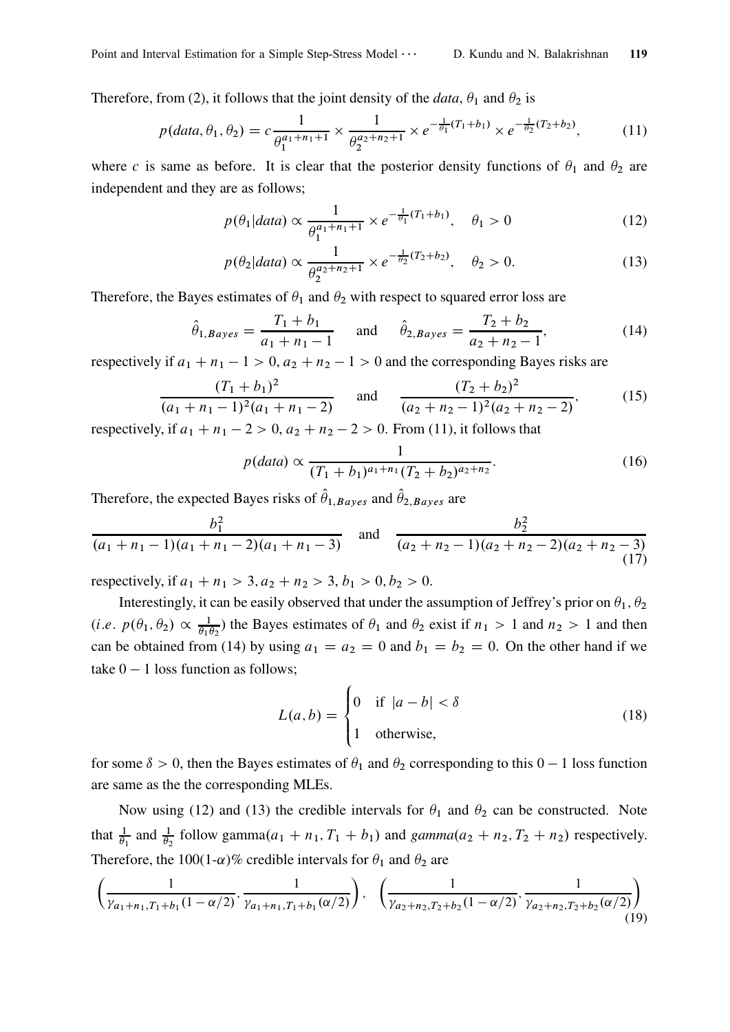Therefore, from (2), it follows that the joint density of the *data*, $\theta_1$ and $\theta_2$ is

$$p(data, \theta_1, \theta_2) = c\frac{1}{\theta_1^{a_1+n_1+1}} \times \frac{1}{\theta_2^{a_2+n_2+1}} \times e^{-\frac{1}{\theta_1}(T_1+b_1)} \times e^{-\frac{1}{\theta_2}(T_2+b_2)}, \tag{11}$$

where $c$ is same as before. It is clear that the posterior density functions of $\theta_1$ and $\theta_2$ are independent and they are as follows;

$$p(\theta_1|data) \propto \frac{1}{\theta_1^{a_1+n_1+1}} \times e^{-\frac{1}{\theta_1}(T_1+b_1)}, \quad \theta_1 > 0 \tag{12}$$

$$p(\theta_2|data) \propto \frac{1}{\theta_2^{a_2+n_2+1}} \times e^{-\frac{1}{\theta_2}(T_2+b_2)}, \quad \theta_2 > 0. \tag{13}$$

Therefore, the Bayes estimates of $\theta_1$ and $\theta_2$ with respect to squared error loss are

$$\hat{\theta}_{1,Bayes} = \frac{T_1+b_1}{a_1+n_1-1} \quad \text{and} \quad \hat{\theta}_{2,Bayes} = \frac{T_2+b_2}{a_2+n_2-1}, \tag{14}$$

respectively if $a_1+n_1-1 > 0, a_2+n_2-1 > 0$ and the corresponding Bayes risks are

$$\frac{(T_1+b_1)^2}{(a_1+n_1-1)^2(a_1+n_1-2)} \quad \text{and} \quad \frac{(T_2+b_2)^2}{(a_2+n_2-1)^2(a_2+n_2-2)}, \tag{15}$$

respectively, if $a_1+n_1-2 > 0, a_2+n_2-2 > 0$. From (11), it follows that

$$p(data) \propto \frac{1}{(T_1+b_1)^{a_1+n_1}(T_2+b_2)^{a_2+n_2}}. \tag{16}$$

Therefore, the expected Bayes risks of $\hat{\theta}_{1,Bayes}$ and $\hat{\theta}_{2,Bayes}$ are

$$\frac{b_1^2}{(a_1+n_1-1)(a_1+n_1-2)(a_1+n_1-3)} \quad \text{and} \quad \frac{b_2^2}{(a_2+n_2-1)(a_2+n_2-2)(a_2+n_2-3)} \tag{17}$$

respectively, if $a_1+n_1 > 3, a_2+n_2 > 3, b_1 > 0, b_2 > 0$.

Interestingly, it can be easily observed that under the assumption of Jeffrey's prior on $\theta_1, \theta_2$ ($i.e.$ $p(\theta_1,\theta_2) \propto \frac{1}{\theta_1\theta_2}$) the Bayes estimates of $\theta_1$ and $\theta_2$ exist if $n_1 > 1$ and $n_2 > 1$ and then can be obtained from (14) by using $a_1 = a_2 = 0$ and $b_1 = b_2 = 0$. On the other hand if we take $0-1$ loss function as follows;

$$L(a,b) = \begin{cases} 0 & \text{if } |a-b| < \delta \\ 1 & \text{otherwise,} \end{cases} \tag{18}$$

for some $\delta > 0$, then the Bayes estimates of $\theta_1$ and $\theta_2$ corresponding to this $0-1$ loss function are same as the the corresponding MLEs.

Now using (12) and (13) the credible intervals for $\theta_1$ and $\theta_2$ can be constructed. Note that $\frac{1}{\theta_1}$ and $\frac{1}{\theta_2}$ follow gamma$(a_1+n_1, T_1+b_1)$ and *gamma*$(a_2+n_2, T_2+n_2)$ respectively. Therefore, the 100(1-$\alpha$)% credible intervals for $\theta_1$ and $\theta_2$ are

$$\left(\frac{1}{\gamma_{a_1+n_1,T_1+b_1}(1-\alpha/2)}, \frac{1}{\gamma_{a_1+n_1,T_1+b_1}(\alpha/2)}\right), \quad \left(\frac{1}{\gamma_{a_2+n_2,T_2+b_2}(1-\alpha/2)}, \frac{1}{\gamma_{a_2+n_2,T_2+b_2}(\alpha/2)}\right) \tag{19}$$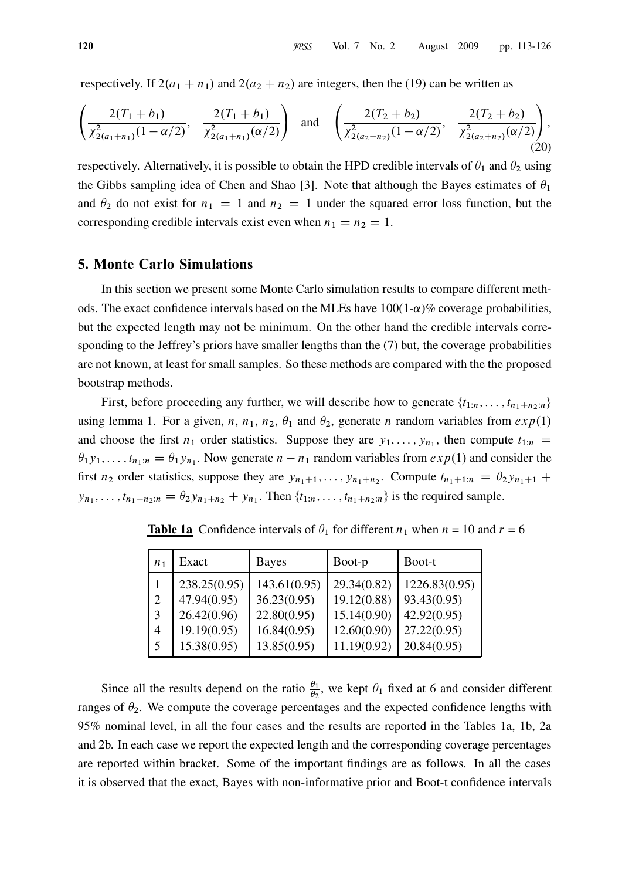respectively. If $2(a_1 + n_1)$ and $2(a_2 + n_2)$ are integers, then the (19) can be written as

$$\left( \frac{2(T_1 + b_1)}{\chi^2_{2(a_1+n_1)}(1-\alpha/2)}, \quad \frac{2(T_1 + b_1)}{\chi^2_{2(a_1+n_1)}(\alpha/2)} \right) \quad \text{and} \quad \left( \frac{2(T_2 + b_2)}{\chi^2_{2(a_2+n_2)}(1-\alpha/2)}, \quad \frac{2(T_2 + b_2)}{\chi^2_{2(a_2+n_2)}(\alpha/2)} \right), \tag{20}$$

respectively. Alternatively, it is possible to obtain the HPD credible intervals of $\theta_1$ and $\theta_2$ using the Gibbs sampling idea of Chen and Shao [3]. Note that although the Bayes estimates of $\theta_1$ and $\theta_2$ do not exist for $n_1 = 1$ and $n_2 = 1$ under the squared error loss function, but the corresponding credible intervals exist even when $n_1 = n_2 = 1$.

## 5. Monte Carlo Simulations

In this section we present some Monte Carlo simulation results to compare different methods. The exact confidence intervals based on the MLEs have $100(1-\alpha)\%$ coverage probabilities, but the expected length may not be minimum. On the other hand the credible intervals corresponding to the Jeffrey's priors have smaller lengths than the (7) but, the coverage probabilities are not known, at least for small samples. So these methods are compared with the the proposed bootstrap methods.

First, before proceeding any further, we will describe how to generate $\{t_{1:n}, \ldots, t_{n_1+n_2:n}\}$ using lemma 1. For a given, $n$, $n_1$, $n_2$, $\theta_1$ and $\theta_2$, generate $n$ random variables from $exp(1)$ and choose the first $n_1$ order statistics. Suppose they are $y_1, \ldots, y_{n_1}$, then compute $t_{1:n} = \theta_1 y_1, \ldots, t_{n_1:n} = \theta_1 y_{n_1}$. Now generate $n - n_1$ random variables from $exp(1)$ and consider the first $n_2$ order statistics, suppose they are $y_{n_1+1}, \ldots, y_{n_1+n_2}$. Compute $t_{n_1+1:n} = \theta_2 y_{n_1+1} + y_{n_1}, \ldots, t_{n_1+n_2:n} = \theta_2 y_{n_1+n_2} + y_{n_1}$. Then $\{t_{1:n}, \ldots, t_{n_1+n_2:n}\}$ is the required sample.

**Table 1a** Confidence intervals of $\theta_1$ for different $n_1$ when $n$ = 10 and $r$ = 6

| $n_1$ | Exact | Bayes | Boot-p | Boot-t |
|---|---|---|---|---|
| 1 | 238.25(0.95) | 143.61(0.95) | 29.34(0.82) | 1226.83(0.95) |
| 2 | 47.94(0.95) | 36.23(0.95) | 19.12(0.88) | 93.43(0.95) |
| 3 | 26.42(0.96) | 22.80(0.95) | 15.14(0.90) | 42.92(0.95) |
| 4 | 19.19(0.95) | 16.84(0.95) | 12.60(0.90) | 27.22(0.95) |
| 5 | 15.38(0.95) | 13.85(0.95) | 11.19(0.92) | 20.84(0.95) |

Since all the results depend on the ratio $\frac{\theta_1}{\theta_2}$, we kept $\theta_1$ fixed at 6 and consider different ranges of $\theta_2$. We compute the coverage percentages and the expected confidence lengths with 95% nominal level, in all the four cases and the results are reported in the Tables 1a, 1b, 2a and 2b. In each case we report the expected length and the corresponding coverage percentages are reported within bracket. Some of the important findings are as follows. In all the cases it is observed that the exact, Bayes with non-informative prior and Boot-t confidence intervals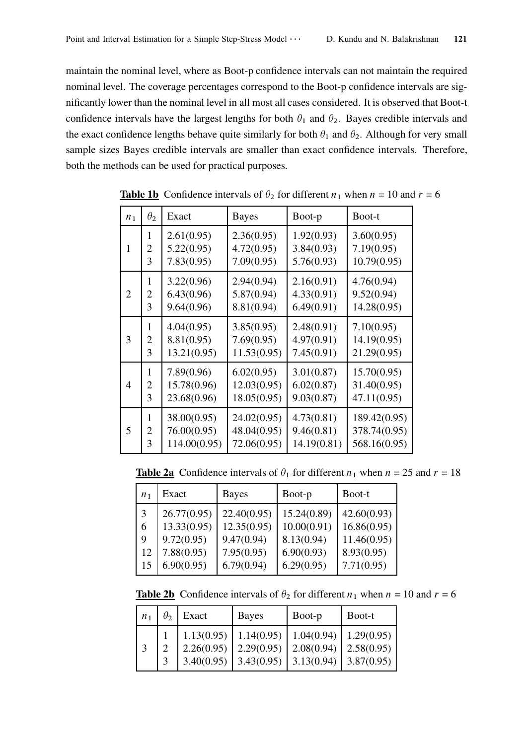maintain the nominal level, where as Boot-p confidence intervals can not maintain the required nominal level. The coverage percentages correspond to the Boot-p confidence intervals are significantly lower than the nominal level in all most all cases considered. It is observed that Boot-t confidence intervals have the largest lengths for both $\theta_1$ and $\theta_2$. Bayes credible intervals and the exact confidence lengths behave quite similarly for both $\theta_1$ and $\theta_2$. Although for very small sample sizes Bayes credible intervals are smaller than exact confidence intervals. Therefore, both the methods can be used for practical purposes.

**Table 1b** Confidence intervals of $\theta_2$ for different $n_1$ when $n = 10$ and $r = 6$

| $n_1$ | $\theta_2$ | Exact | Bayes | Boot-p | Boot-t |
|---|---|---|---|---|---|
| 1 | 1 | 2.61(0.95) | 2.36(0.95) | 1.92(0.93) | 3.60(0.95) |
| | 2 | 5.22(0.95) | 4.72(0.95) | 3.84(0.93) | 7.19(0.95) |
| | 3 | 7.83(0.95) | 7.09(0.95) | 5.76(0.93) | 10.79(0.95) |
| 2 | 1 | 3.22(0.96) | 2.94(0.94) | 2.16(0.91) | 4.76(0.94) |
| | 2 | 6.43(0.96) | 5.87(0.94) | 4.33(0.91) | 9.52(0.94) |
| | 3 | 9.64(0.96) | 8.81(0.94) | 6.49(0.91) | 14.28(0.95) |
| 3 | 1 | 4.04(0.95) | 3.85(0.95) | 2.48(0.91) | 7.10(0.95) |
| | 2 | 8.81(0.95) | 7.69(0.95) | 4.97(0.91) | 14.19(0.95) |
| | 3 | 13.21(0.95) | 11.53(0.95) | 7.45(0.91) | 21.29(0.95) |
| 4 | 1 | 7.89(0.96) | 6.02(0.95) | 3.01(0.87) | 15.70(0.95) |
| | 2 | 15.78(0.96) | 12.03(0.95) | 6.02(0.87) | 31.40(0.95) |
| | 3 | 23.68(0.96) | 18.05(0.95) | 9.03(0.87) | 47.11(0.95) |
| 5 | 1 | 38.00(0.95) | 24.02(0.95) | 4.73(0.81) | 189.42(0.95) |
| | 2 | 76.00(0.95) | 48.04(0.95) | 9.46(0.81) | 378.74(0.95) |
| | 3 | 114.00(0.95) | 72.06(0.95) | 14.19(0.81) | 568.16(0.95) |

**Table 2a** Confidence intervals of $\theta_1$ for different $n_1$ when $n = 25$ and $r = 18$

| $n_1$ | Exact | Bayes | Boot-p | Boot-t |
|---|---|---|---|---|
| 3 | 26.77(0.95) | 22.40(0.95) | 15.24(0.89) | 42.60(0.93) |
| 6 | 13.33(0.95) | 12.35(0.95) | 10.00(0.91) | 16.86(0.95) |
| 9 | 9.72(0.95) | 9.47(0.94) | 8.13(0.94) | 11.46(0.95) |
| 12 | 7.88(0.95) | 7.95(0.95) | 6.90(0.93) | 8.93(0.95) |
| 15 | 6.90(0.95) | 6.79(0.94) | 6.29(0.95) | 7.71(0.95) |

**Table 2b** Confidence intervals of $\theta_2$ for different $n_1$ when $n = 10$ and $r = 6$

| $n_1$ | $\theta_2$ | Exact | Bayes | Boot-p | Boot-t |
|---|---|---|---|---|---|
| 3 | 1 | 1.13(0.95) | 1.14(0.95) | 1.04(0.94) | 1.29(0.95) |
| | 2 | 2.26(0.95) | 2.29(0.95) | 2.08(0.94) | 2.58(0.95) |
| | 3 | 3.40(0.95) | 3.43(0.95) | 3.13(0.94) | 3.87(0.95) |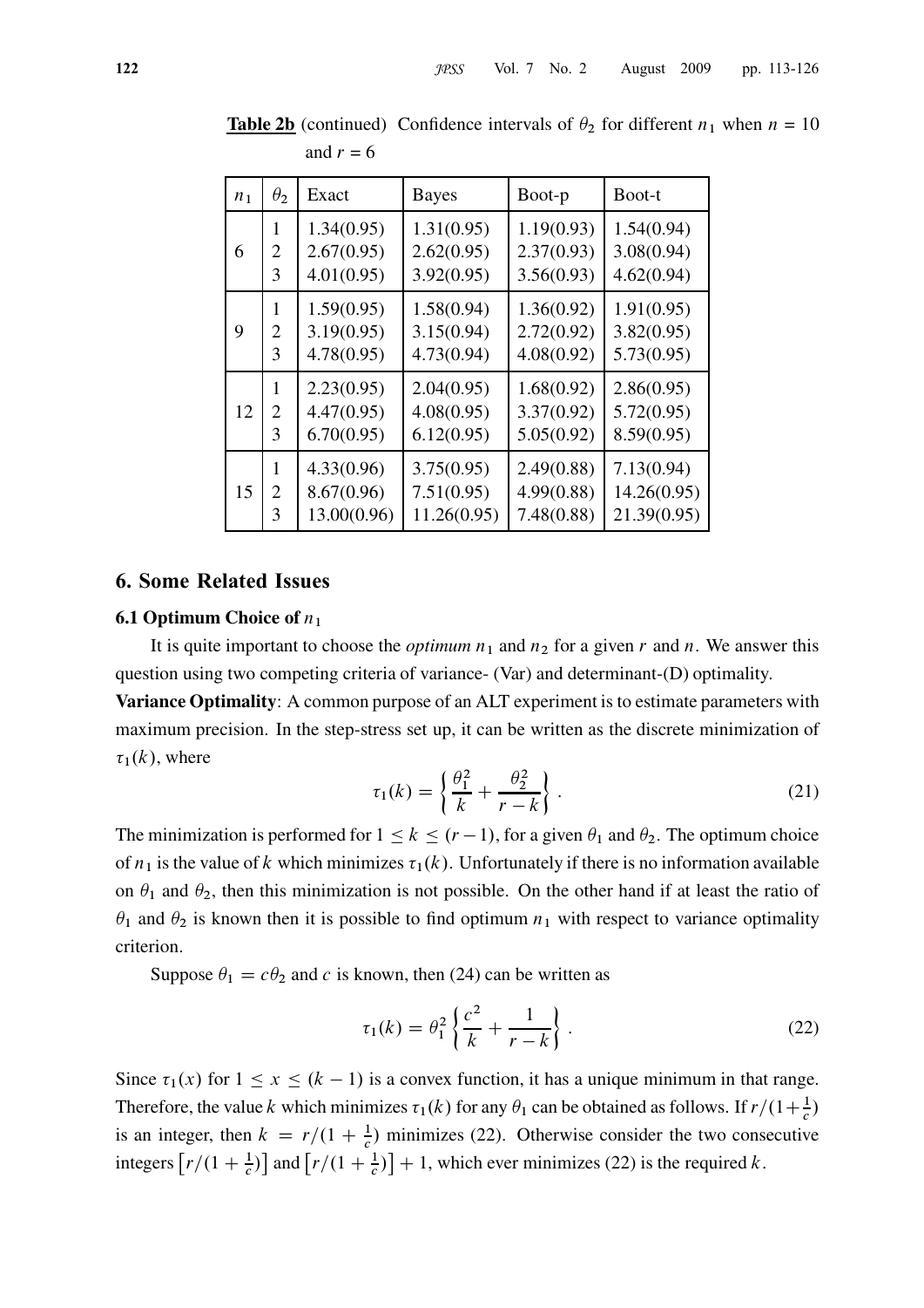**Table 2b** (continued) Confidence intervals of $\theta_2$ for different $n_1$ when $n = 10$ and $r = 6$

| $n_1$ | $\theta_2$ | Exact | Bayes | Boot-p | Boot-t |
|---|---|---|---|---|---|
| 6 | 1 | 1.34(0.95) | 1.31(0.95) | 1.19(0.93) | 1.54(0.94) |
| | 2 | 2.67(0.95) | 2.62(0.95) | 2.37(0.93) | 3.08(0.94) |
| | 3 | 4.01(0.95) | 3.92(0.95) | 3.56(0.93) | 4.62(0.94) |
| 9 | 1 | 1.59(0.95) | 1.58(0.94) | 1.36(0.92) | 1.91(0.95) |
| | 2 | 3.19(0.95) | 3.15(0.94) | 2.72(0.92) | 3.82(0.95) |
| | 3 | 4.78(0.95) | 4.73(0.94) | 4.08(0.92) | 5.73(0.95) |
| 12 | 1 | 2.23(0.95) | 2.04(0.95) | 1.68(0.92) | 2.86(0.95) |
| | 2 | 4.47(0.95) | 4.08(0.95) | 3.37(0.92) | 5.72(0.95) |
| | 3 | 6.70(0.95) | 6.12(0.95) | 5.05(0.92) | 8.59(0.95) |
| 15 | 1 | 4.33(0.96) | 3.75(0.95) | 2.49(0.88) | 7.13(0.94) |
| | 2 | 8.67(0.96) | 7.51(0.95) | 4.99(0.88) | 14.26(0.95) |
| | 3 | 13.00(0.96) | 11.26(0.95) | 7.48(0.88) | 21.39(0.95) |

## 6. Some Related Issues

### 6.1 Optimum Choice of $n_1$

It is quite important to choose the *optimum* $n_1$ and $n_2$ for a given $r$ and $n$. We answer this question using two competing criteria of variance- (Var) and determinant-(D) optimality.

**Variance Optimality**: A common purpose of an ALT experiment is to estimate parameters with maximum precision. In the step-stress set up, it can be written as the discrete minimization of $\tau_1(k)$, where

$$\tau_1(k) = \left\{ \frac{\theta_1^2}{k} + \frac{\theta_2^2}{r-k} \right\}. \tag{21}$$

The minimization is performed for $1 \leq k \leq (r-1)$, for a given $\theta_1$ and $\theta_2$. The optimum choice of $n_1$ is the value of $k$ which minimizes $\tau_1(k)$. Unfortunately if there is no information available on $\theta_1$ and $\theta_2$, then this minimization is not possible. On the other hand if at least the ratio of $\theta_1$ and $\theta_2$ is known then it is possible to find optimum $n_1$ with respect to variance optimality criterion.

Suppose $\theta_1 = c\theta_2$ and $c$ is known, then (24) can be written as

$$\tau_1(k) = \theta_1^2 \left\{ \frac{c^2}{k} + \frac{1}{r-k} \right\}. \tag{22}$$

Since $\tau_1(x)$ for $1 \leq x \leq (k-1)$ is a convex function, it has a unique minimum in that range. Therefore, the value $k$ which minimizes $\tau_1(k)$ for any $\theta_1$ can be obtained as follows. If $r/(1+\frac{1}{c})$ is an integer, then $k = r/(1+\frac{1}{c})$ minimizes (22). Otherwise consider the two consecutive integers $\left[r/(1+\frac{1}{c})\right]$ and $\left[r/(1+\frac{1}{c})\right]+1$, which ever minimizes (22) is the required $k$.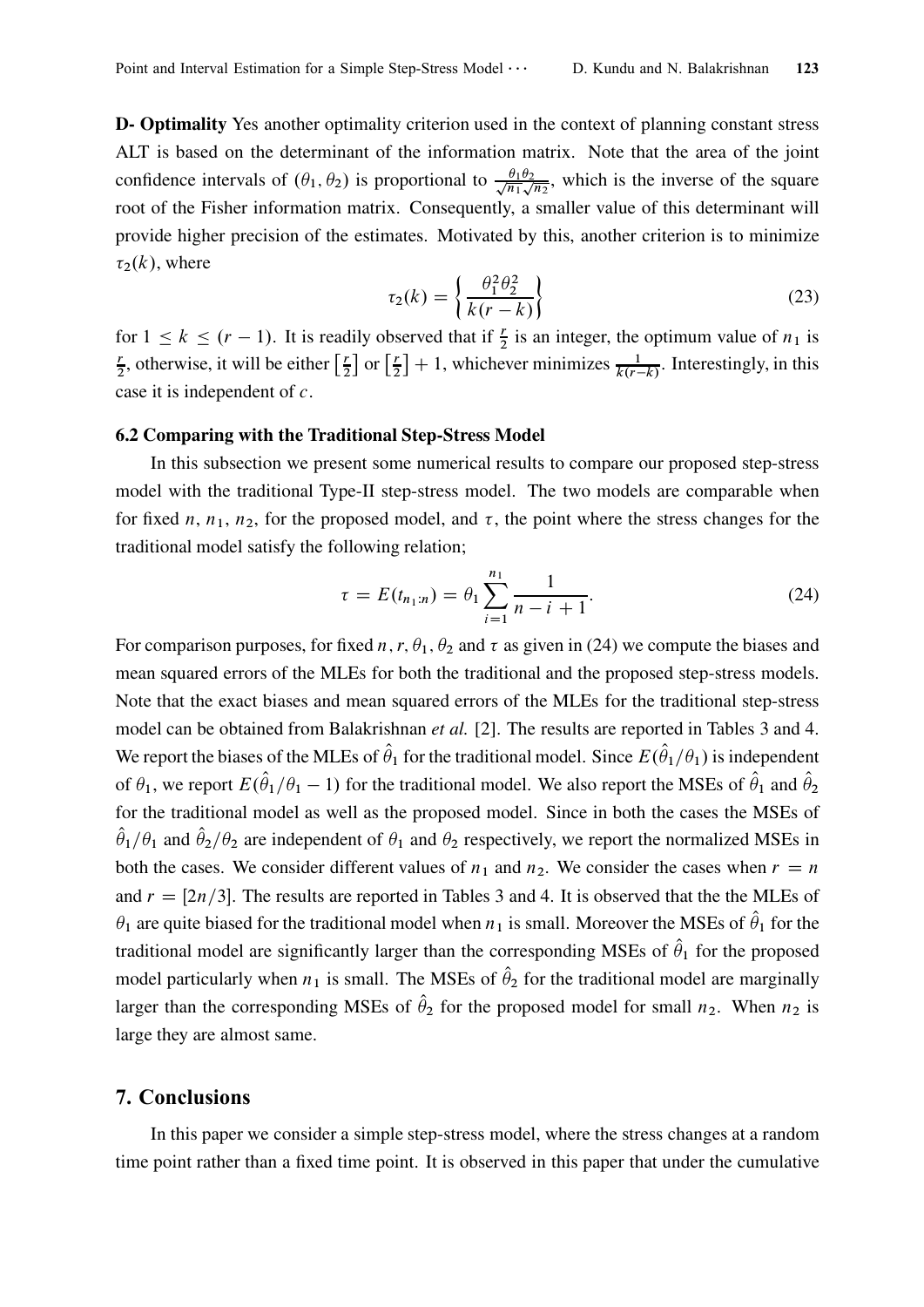**D- Optimality** Yes another optimality criterion used in the context of planning constant stress ALT is based on the determinant of the information matrix. Note that the area of the joint confidence intervals of $(\theta_1, \theta_2)$ is proportional to $\frac{\theta_1\theta_2}{\sqrt{n_1}\sqrt{n_2}}$, which is the inverse of the square root of the Fisher information matrix. Consequently, a smaller value of this determinant will provide higher precision of the estimates. Motivated by this, another criterion is to minimize $\tau_2(k)$, where

$$\tau_2(k) = \left\{ \frac{\theta_1^2\theta_2^2}{k(r-k)} \right\} \tag{23}$$

for $1 \leq k \leq (r-1)$. It is readily observed that if $\frac{r}{2}$ is an integer, the optimum value of $n_1$ is $\frac{r}{2}$, otherwise, it will be either $\left[\frac{r}{2}\right]$ or $\left[\frac{r}{2}\right]+1$, whichever minimizes $\frac{1}{k(r-k)}$. Interestingly, in this case it is independent of $c$.

### 6.2 Comparing with the Traditional Step-Stress Model

In this subsection we present some numerical results to compare our proposed step-stress model with the traditional Type-II step-stress model. The two models are comparable when for fixed $n$, $n_1$, $n_2$, for the proposed model, and $\tau$, the point where the stress changes for the traditional model satisfy the following relation;

$$\tau = E(t_{n_1:n}) = \theta_1 \sum_{i=1}^{n_1} \frac{1}{n-i+1}. \tag{24}$$

For comparison purposes, for fixed $n, r, \theta_1, \theta_2$ and $\tau$ as given in (24) we compute the biases and mean squared errors of the MLEs for both the traditional and the proposed step-stress models. Note that the exact biases and mean squared errors of the MLEs for the traditional step-stress model can be obtained from Balakrishnan *et al.* [2]. The results are reported in Tables 3 and 4. We report the biases of the MLEs of $\hat{\theta}_1$ for the traditional model. Since $E(\hat{\theta}_1/\theta_1)$ is independent of $\theta_1$, we report $E(\hat{\theta}_1/\theta_1 - 1)$ for the traditional model. We also report the MSEs of $\hat{\theta}_1$ and $\hat{\theta}_2$ for the traditional model as well as the proposed model. Since in both the cases the MSEs of $\hat{\theta}_1/\theta_1$ and $\hat{\theta}_2/\theta_2$ are independent of $\theta_1$ and $\theta_2$ respectively, we report the normalized MSEs in both the cases. We consider different values of $n_1$ and $n_2$. We consider the cases when $r = n$ and $r = [2n/3]$. The results are reported in Tables 3 and 4. It is observed that the the MLEs of $\theta_1$ are quite biased for the traditional model when $n_1$ is small. Moreover the MSEs of $\hat{\theta}_1$ for the traditional model are significantly larger than the corresponding MSEs of $\hat{\theta}_1$ for the proposed model particularly when $n_1$ is small. The MSEs of $\hat{\theta}_2$ for the traditional model are marginally larger than the corresponding MSEs of $\hat{\theta}_2$ for the proposed model for small $n_2$. When $n_2$ is large they are almost same.

## 7. Conclusions

In this paper we consider a simple step-stress model, where the stress changes at a random time point rather than a fixed time point. It is observed in this paper that under the cumulative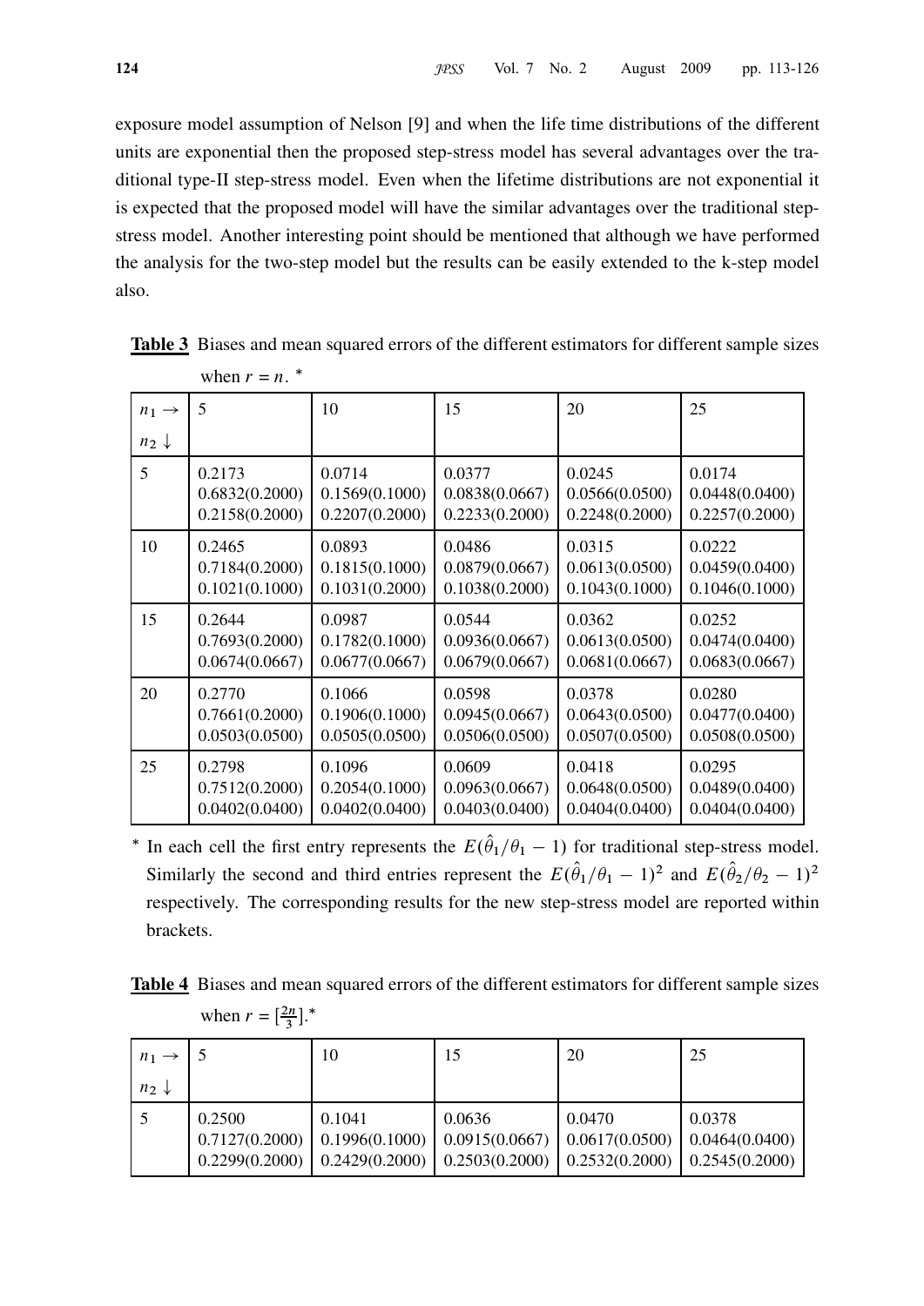exposure model assumption of Nelson [9] and when the life time distributions of the different units are exponential then the proposed step-stress model has several advantages over the traditional type-II step-stress model. Even when the lifetime distributions are not exponential it is expected that the proposed model will have the similar advantages over the traditional step-stress model. Another interesting point should be mentioned that although we have performed the analysis for the two-step model but the results can be easily extended to the k-step model also.

**Table 3** Biases and mean squared errors of the different estimators for different sample sizes when $r = n$. *

| $n_1 \rightarrow$ / $n_2 \downarrow$ | 5 | 10 | 15 | 20 | 25 |
|---|---|---|---|---|---|
| 5 | 0.2173<br>0.6832(0.2000)<br>0.2158(0.2000) | 0.0714<br>0.1569(0.1000)<br>0.2207(0.2000) | 0.0377<br>0.0838(0.0667)<br>0.2233(0.2000) | 0.0245<br>0.0566(0.0500)<br>0.2248(0.2000) | 0.0174<br>0.0448(0.0400)<br>0.2257(0.2000) |
| 10 | 0.2465<br>0.7184(0.2000)<br>0.1021(0.1000) | 0.0893<br>0.1815(0.1000)<br>0.1031(0.2000) | 0.0486<br>0.0879(0.0667)<br>0.1038(0.2000) | 0.0315<br>0.0613(0.0500)<br>0.1043(0.1000) | 0.0222<br>0.0459(0.0400)<br>0.1046(0.1000) |
| 15 | 0.2644<br>0.7693(0.2000)<br>0.0674(0.0667) | 0.0987<br>0.1782(0.1000)<br>0.0677(0.0667) | 0.0544<br>0.0936(0.0667)<br>0.0679(0.0667) | 0.0362<br>0.0613(0.0500)<br>0.0681(0.0667) | 0.0252<br>0.0474(0.0400)<br>0.0683(0.0667) |
| 20 | 0.2770<br>0.7661(0.2000)<br>0.0503(0.0500) | 0.1066<br>0.1906(0.1000)<br>0.0505(0.0500) | 0.0598<br>0.0945(0.0667)<br>0.0506(0.0500) | 0.0378<br>0.0643(0.0500)<br>0.0507(0.0500) | 0.0280<br>0.0477(0.0400)<br>0.0508(0.0500) |
| 25 | 0.2798<br>0.7512(0.2000)<br>0.0402(0.0400) | 0.1096<br>0.2054(0.1000)<br>0.0402(0.0400) | 0.0609<br>0.0963(0.0667)<br>0.0403(0.0400) | 0.0418<br>0.0648(0.0500)<br>0.0404(0.0400) | 0.0295<br>0.0489(0.0400)<br>0.0404(0.0400) |

* In each cell the first entry represents the $E(\hat{\theta}_1/\theta_1 - 1)$ for traditional step-stress model. Similarly the second and third entries represent the $E(\hat{\theta}_1/\theta_1 - 1)^2$ and $E(\hat{\theta}_2/\theta_2 - 1)^2$ respectively. The corresponding results for the new step-stress model are reported within brackets.

**Table 4** Biases and mean squared errors of the different estimators for different sample sizes when $r = [\frac{2n}{3}]$.*

| $n_1 \rightarrow$ / $n_2 \downarrow$ | 5 | 10 | 15 | 20 | 25 |
|---|---|---|---|---|---|
| 5 | 0.2500<br>0.7127(0.2000)<br>0.2299(0.2000) | 0.1041<br>0.1996(0.1000)<br>0.2429(0.2000) | 0.0636<br>0.0915(0.0667)<br>0.2503(0.2000) | 0.0470<br>0.0617(0.0500)<br>0.2532(0.2000) | 0.0378<br>0.0464(0.0400)<br>0.2545(0.2000) |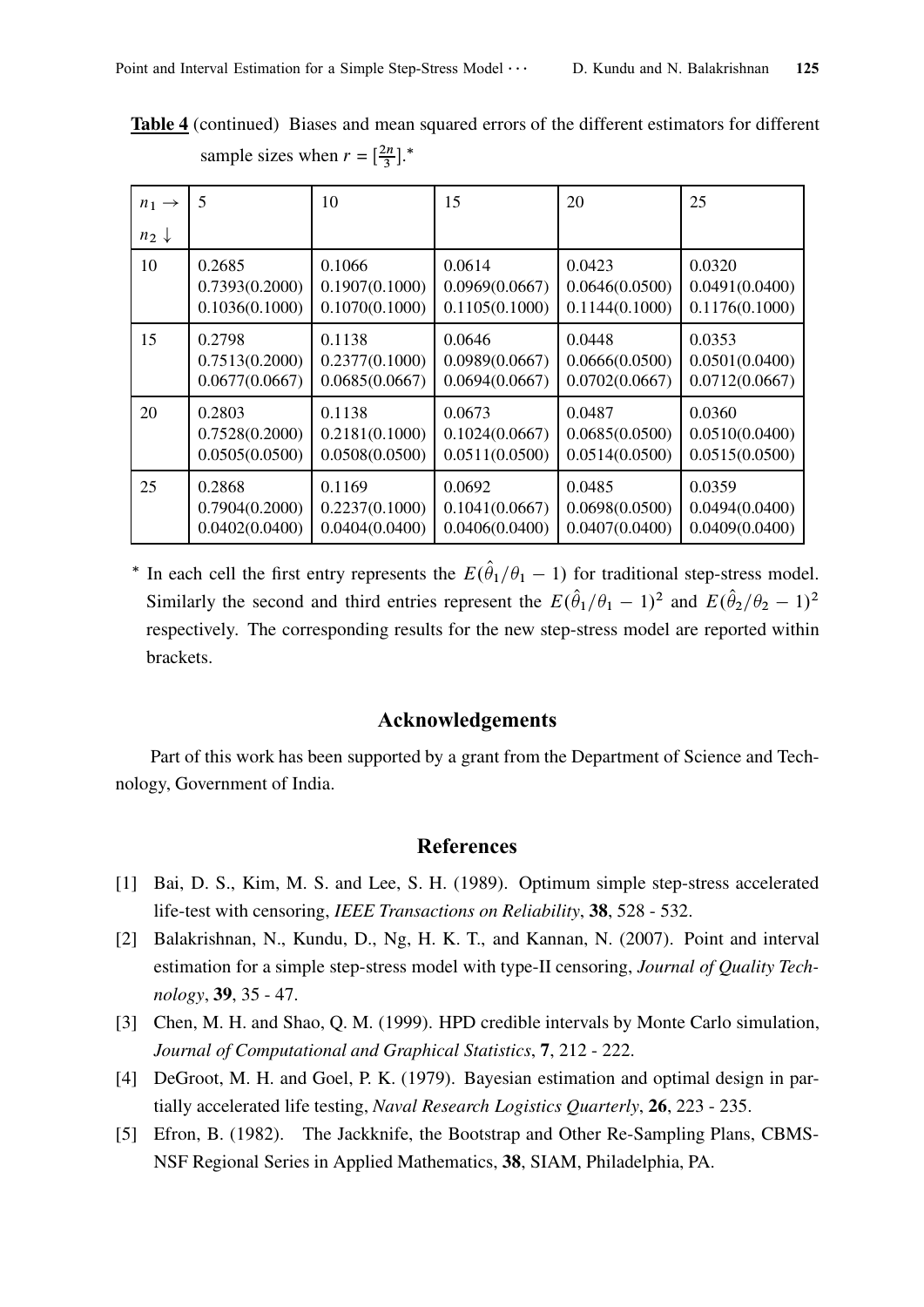**Table 4** (continued) Biases and mean squared errors of the different estimators for different sample sizes when $r = [\frac{2n}{3}]$.*

| $n_1 \rightarrow$ / $n_2 \downarrow$ | 5 | 10 | 15 | 20 | 25 |
|---|---|---|---|---|---|
| 10 | 0.2685<br>0.7393(0.2000)<br>0.1036(0.1000) | 0.1066<br>0.1907(0.1000)<br>0.1070(0.1000) | 0.0614<br>0.0969(0.0667)<br>0.1105(0.1000) | 0.0423<br>0.0646(0.0500)<br>0.1144(0.1000) | 0.0320<br>0.0491(0.0400)<br>0.1176(0.1000) |
| 15 | 0.2798<br>0.7513(0.2000)<br>0.0677(0.0667) | 0.1138<br>0.2377(0.1000)<br>0.0685(0.0667) | 0.0646<br>0.0989(0.0667)<br>0.0694(0.0667) | 0.0448<br>0.0666(0.0500)<br>0.0702(0.0667) | 0.0353<br>0.0501(0.0400)<br>0.0712(0.0667) |
| 20 | 0.2803<br>0.7528(0.2000)<br>0.0505(0.0500) | 0.1138<br>0.2181(0.1000)<br>0.0508(0.0500) | 0.0673<br>0.1024(0.0667)<br>0.0511(0.0500) | 0.0487<br>0.0685(0.0500)<br>0.0514(0.0500) | 0.0360<br>0.0510(0.0400)<br>0.0515(0.0500) |
| 25 | 0.2868<br>0.7904(0.2000)<br>0.0402(0.0400) | 0.1169<br>0.2237(0.1000)<br>0.0404(0.0400) | 0.0692<br>0.1041(0.0667)<br>0.0406(0.0400) | 0.0485<br>0.0698(0.0500)<br>0.0407(0.0400) | 0.0359<br>0.0494(0.0400)<br>0.0409(0.0400) |

\* In each cell the first entry represents the $E(\hat{\theta}_1/\theta_1 - 1)$ for traditional step-stress model. Similarly the second and third entries represent the $E(\hat{\theta}_1/\theta_1 - 1)^2$ and $E(\hat{\theta}_2/\theta_2 - 1)^2$ respectively. The corresponding results for the new step-stress model are reported within brackets.

## Acknowledgements

Part of this work has been supported by a grant from the Department of Science and Technology, Government of India.

## References

[1] Bai, D. S., Kim, M. S. and Lee, S. H. (1989). Optimum simple step-stress accelerated life-test with censoring, *IEEE Transactions on Reliability*, **38**, 528 - 532.

[2] Balakrishnan, N., Kundu, D., Ng, H. K. T., and Kannan, N. (2007). Point and interval estimation for a simple step-stress model with type-II censoring, *Journal of Quality Technology*, **39**, 35 - 47.

[3] Chen, M. H. and Shao, Q. M. (1999). HPD credible intervals by Monte Carlo simulation, *Journal of Computational and Graphical Statistics*, **7**, 212 - 222.

[4] DeGroot, M. H. and Goel, P. K. (1979). Bayesian estimation and optimal design in partially accelerated life testing, *Naval Research Logistics Quarterly*, **26**, 223 - 235.

[5] Efron, B. (1982). The Jackknife, the Bootstrap and Other Re-Sampling Plans, CBMS-NSF Regional Series in Applied Mathematics, **38**, SIAM, Philadelphia, PA.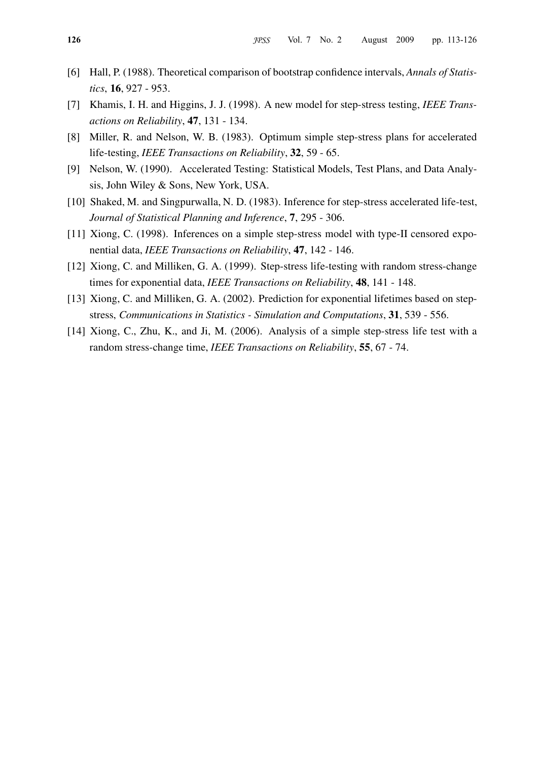[6] Hall, P. (1988). Theoretical comparison of bootstrap confidence intervals, *Annals of Statistics*, **16**, 927 - 953.

[7] Khamis, I. H. and Higgins, J. J. (1998). A new model for step-stress testing, *IEEE Transactions on Reliability*, **47**, 131 - 134.

[8] Miller, R. and Nelson, W. B. (1983). Optimum simple step-stress plans for accelerated life-testing, *IEEE Transactions on Reliability*, **32**, 59 - 65.

[9] Nelson, W. (1990). Accelerated Testing: Statistical Models, Test Plans, and Data Analysis, John Wiley & Sons, New York, USA.

[10] Shaked, M. and Singpurwalla, N. D. (1983). Inference for step-stress accelerated life-test, *Journal of Statistical Planning and Inference*, **7**, 295 - 306.

[11] Xiong, C. (1998). Inferences on a simple step-stress model with type-II censored exponential data, *IEEE Transactions on Reliability*, **47**, 142 - 146.

[12] Xiong, C. and Milliken, G. A. (1999). Step-stress life-testing with random stress-change times for exponential data, *IEEE Transactions on Reliability*, **48**, 141 - 148.

[13] Xiong, C. and Milliken, G. A. (2002). Prediction for exponential lifetimes based on step-stress, *Communications in Statistics - Simulation and Computations*, **31**, 539 - 556.

[14] Xiong, C., Zhu, K., and Ji, M. (2006). Analysis of a simple step-stress life test with a random stress-change time, *IEEE Transactions on Reliability*, **55**, 67 - 74.